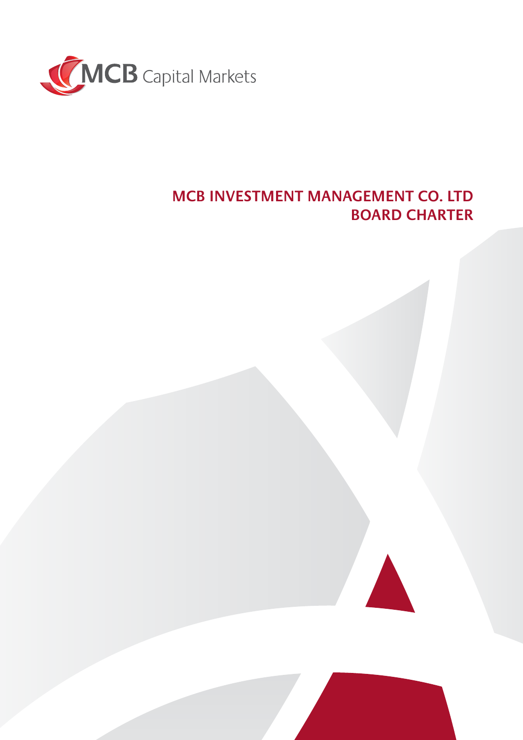MCB Capital Markets

# MCB INVESTMENT MANAGEMENT CO. LTD
# BOARD CHARTER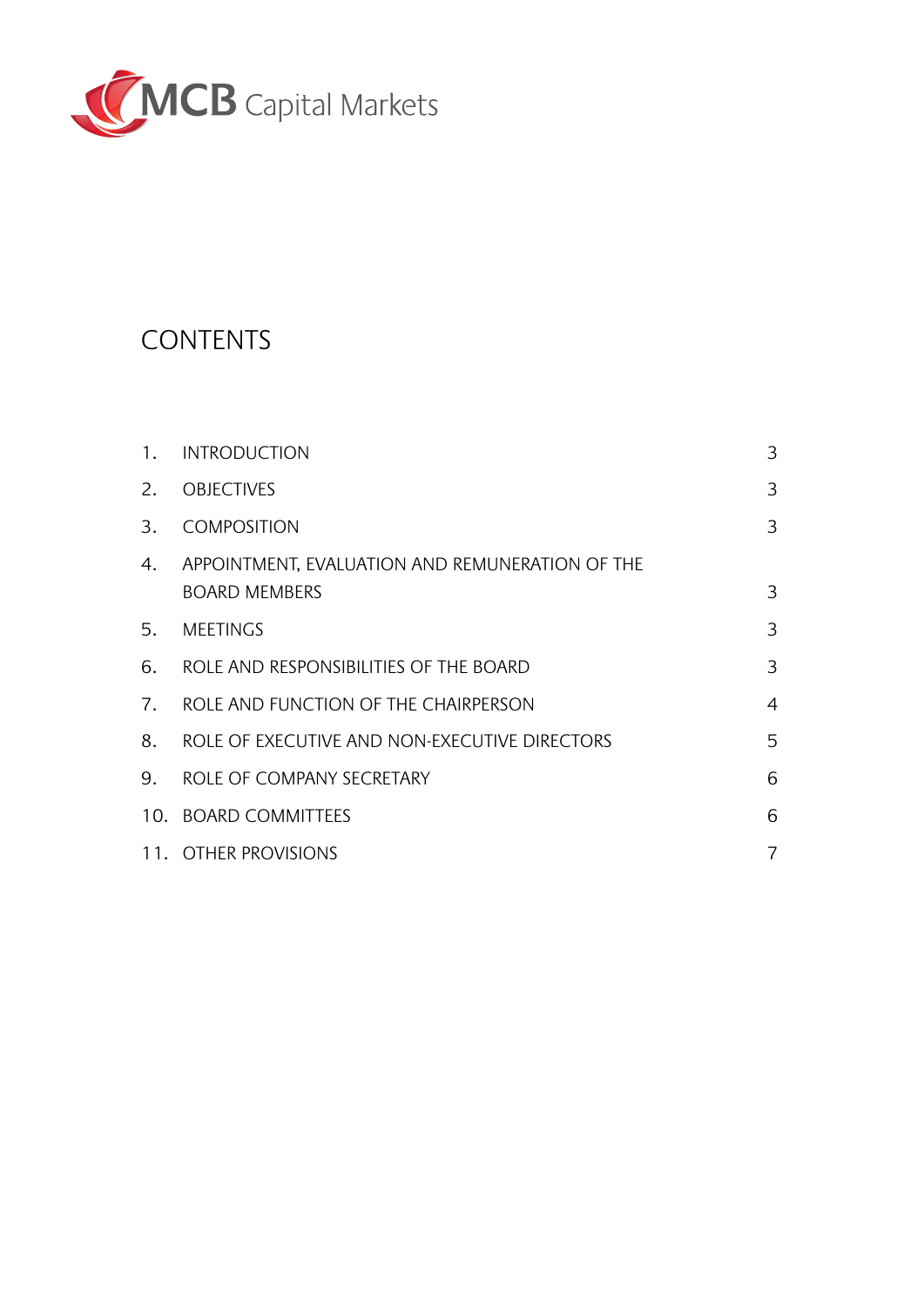MCB Capital Markets

# CONTENTS

| | | |
|---|---|---|
| 1. | INTRODUCTION | 3 |
| 2. | OBJECTIVES | 3 |
| 3. | COMPOSITION | 3 |
| 4. | APPOINTMENT, EVALUATION AND REMUNERATION OF THE BOARD MEMBERS | 3 |
| 5. | MEETINGS | 3 |
| 6. | ROLE AND RESPONSIBILITIES OF THE BOARD | 3 |
| 7. | ROLE AND FUNCTION OF THE CHAIRPERSON | 4 |
| 8. | ROLE OF EXECUTIVE AND NON-EXECUTIVE DIRECTORS | 5 |
| 9. | ROLE OF COMPANY SECRETARY | 6 |
| 10. | BOARD COMMITTEES | 6 |
| 11. | OTHER PROVISIONS | 7 |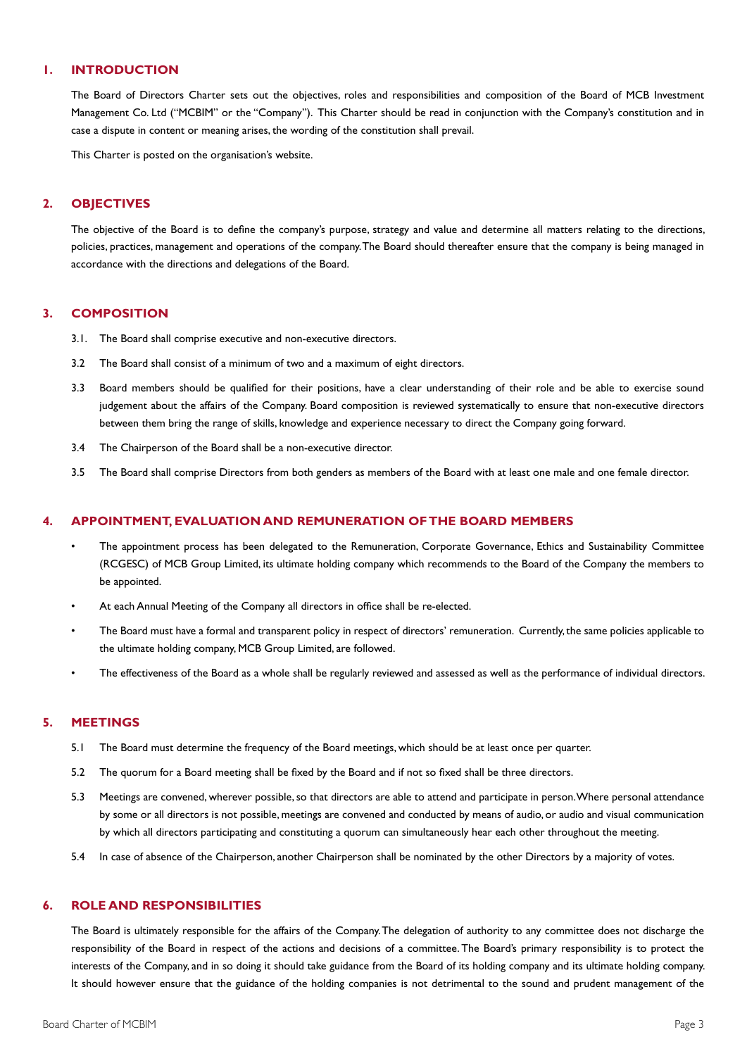## 1. INTRODUCTION

The Board of Directors Charter sets out the objectives, roles and responsibilities and composition of the Board of MCB Investment Management Co. Ltd ("MCBIM" or the "Company"). This Charter should be read in conjunction with the Company's constitution and in case a dispute in content or meaning arises, the wording of the constitution shall prevail.

This Charter is posted on the organisation's website.

## 2. OBJECTIVES

The objective of the Board is to define the company's purpose, strategy and value and determine all matters relating to the directions, policies, practices, management and operations of the company. The Board should thereafter ensure that the company is being managed in accordance with the directions and delegations of the Board.

## 3. COMPOSITION

3.1. The Board shall comprise executive and non-executive directors.

3.2 The Board shall consist of a minimum of two and a maximum of eight directors.

3.3 Board members should be qualified for their positions, have a clear understanding of their role and be able to exercise sound judgement about the affairs of the Company. Board composition is reviewed systematically to ensure that non-executive directors between them bring the range of skills, knowledge and experience necessary to direct the Company going forward.

3.4 The Chairperson of the Board shall be a non-executive director.

3.5 The Board shall comprise Directors from both genders as members of the Board with at least one male and one female director.

## 4. APPOINTMENT, EVALUATION AND REMUNERATION OF THE BOARD MEMBERS

- The appointment process has been delegated to the Remuneration, Corporate Governance, Ethics and Sustainability Committee (RCGESC) of MCB Group Limited, its ultimate holding company which recommends to the Board of the Company the members to be appointed.
- At each Annual Meeting of the Company all directors in office shall be re-elected.
- The Board must have a formal and transparent policy in respect of directors' remuneration. Currently, the same policies applicable to the ultimate holding company, MCB Group Limited, are followed.
- The effectiveness of the Board as a whole shall be regularly reviewed and assessed as well as the performance of individual directors.

## 5. MEETINGS

5.1 The Board must determine the frequency of the Board meetings, which should be at least once per quarter.

5.2 The quorum for a Board meeting shall be fixed by the Board and if not so fixed shall be three directors.

5.3 Meetings are convened, wherever possible, so that directors are able to attend and participate in person. Where personal attendance by some or all directors is not possible, meetings are convened and conducted by means of audio, or audio and visual communication by which all directors participating and constituting a quorum can simultaneously hear each other throughout the meeting.

5.4 In case of absence of the Chairperson, another Chairperson shall be nominated by the other Directors by a majority of votes.

## 6. ROLE AND RESPONSIBILITIES

The Board is ultimately responsible for the affairs of the Company. The delegation of authority to any committee does not discharge the responsibility of the Board in respect of the actions and decisions of a committee. The Board's primary responsibility is to protect the interests of the Company, and in so doing it should take guidance from the Board of its holding company and its ultimate holding company. It should however ensure that the guidance of the holding companies is not detrimental to the sound and prudent management of the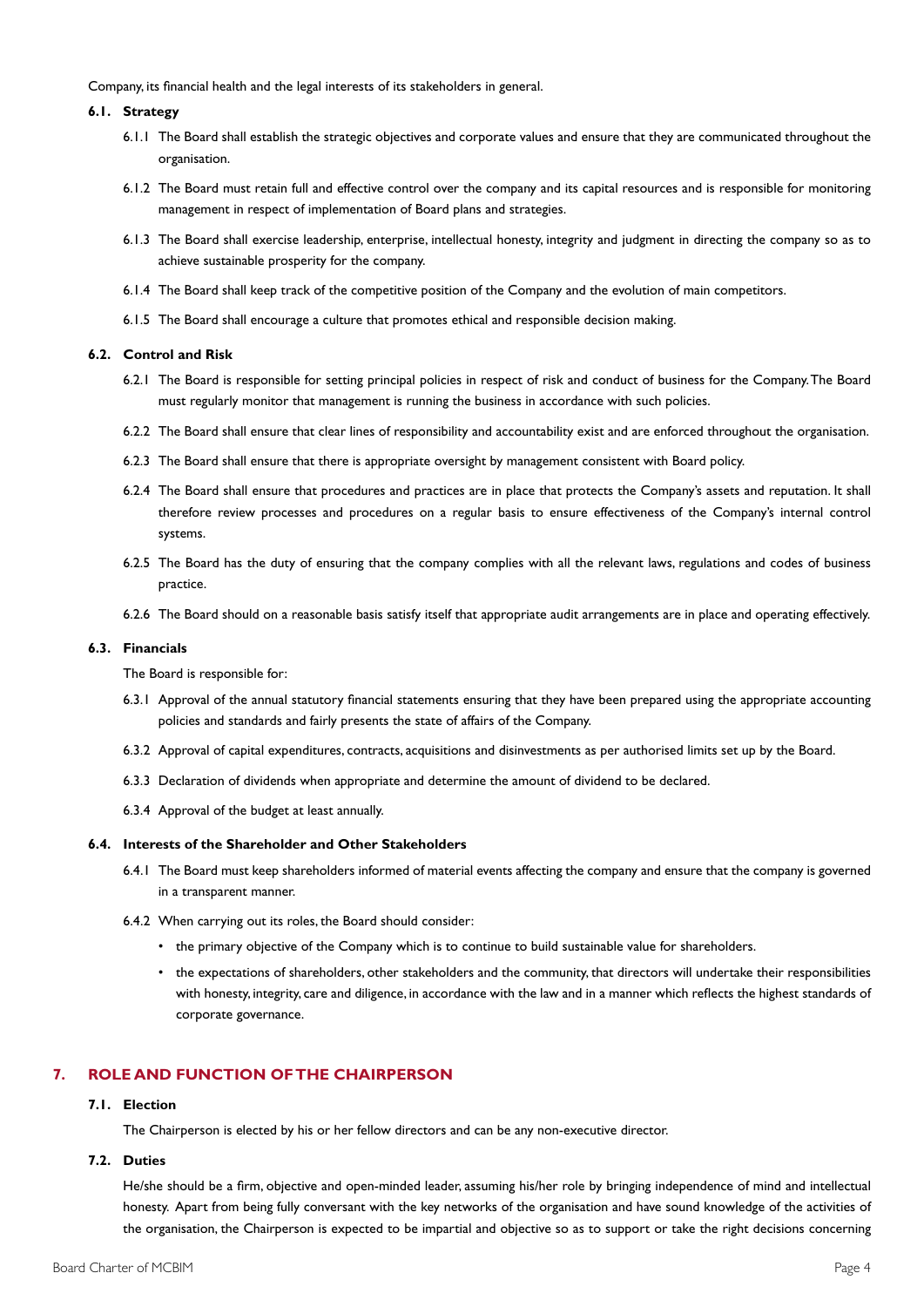Company, its financial health and the legal interests of its stakeholders in general.

### 6.1. Strategy

6.1.1 The Board shall establish the strategic objectives and corporate values and ensure that they are communicated throughout the organisation.

6.1.2 The Board must retain full and effective control over the company and its capital resources and is responsible for monitoring management in respect of implementation of Board plans and strategies.

6.1.3 The Board shall exercise leadership, enterprise, intellectual honesty, integrity and judgment in directing the company so as to achieve sustainable prosperity for the company.

6.1.4 The Board shall keep track of the competitive position of the Company and the evolution of main competitors.

6.1.5 The Board shall encourage a culture that promotes ethical and responsible decision making.

### 6.2. Control and Risk

6.2.1 The Board is responsible for setting principal policies in respect of risk and conduct of business for the Company. The Board must regularly monitor that management is running the business in accordance with such policies.

6.2.2 The Board shall ensure that clear lines of responsibility and accountability exist and are enforced throughout the organisation.

6.2.3 The Board shall ensure that there is appropriate oversight by management consistent with Board policy.

6.2.4 The Board shall ensure that procedures and practices are in place that protects the Company's assets and reputation. It shall therefore review processes and procedures on a regular basis to ensure effectiveness of the Company's internal control systems.

6.2.5 The Board has the duty of ensuring that the company complies with all the relevant laws, regulations and codes of business practice.

6.2.6 The Board should on a reasonable basis satisfy itself that appropriate audit arrangements are in place and operating effectively.

### 6.3. Financials

The Board is responsible for:

6.3.1 Approval of the annual statutory financial statements ensuring that they have been prepared using the appropriate accounting policies and standards and fairly presents the state of affairs of the Company.

6.3.2 Approval of capital expenditures, contracts, acquisitions and disinvestments as per authorised limits set up by the Board.

6.3.3 Declaration of dividends when appropriate and determine the amount of dividend to be declared.

6.3.4 Approval of the budget at least annually.

### 6.4. Interests of the Shareholder and Other Stakeholders

6.4.1 The Board must keep shareholders informed of material events affecting the company and ensure that the company is governed in a transparent manner.

6.4.2 When carrying out its roles, the Board should consider:

- the primary objective of the Company which is to continue to build sustainable value for shareholders.
- the expectations of shareholders, other stakeholders and the community, that directors will undertake their responsibilities with honesty, integrity, care and diligence, in accordance with the law and in a manner which reflects the highest standards of corporate governance.

## 7. ROLE AND FUNCTION OF THE CHAIRPERSON

### 7.1. Election

The Chairperson is elected by his or her fellow directors and can be any non-executive director.

### 7.2. Duties

He/she should be a firm, objective and open-minded leader, assuming his/her role by bringing independence of mind and intellectual honesty. Apart from being fully conversant with the key networks of the organisation and have sound knowledge of the activities of the organisation, the Chairperson is expected to be impartial and objective so as to support or take the right decisions concerning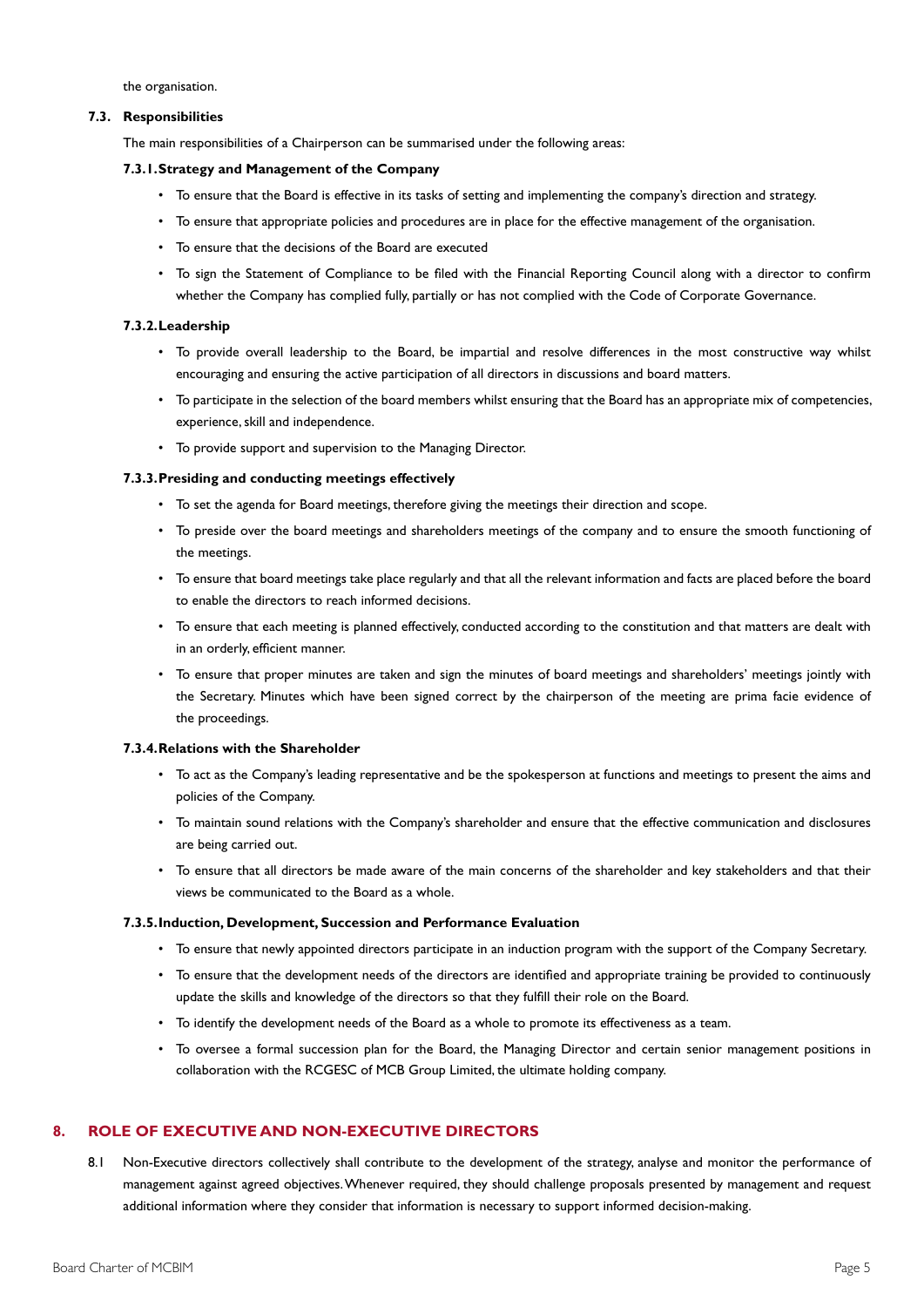the organisation.

### 7.3. Responsibilities

The main responsibilities of a Chairperson can be summarised under the following areas:

#### 7.3.1. Strategy and Management of the Company

- To ensure that the Board is effective in its tasks of setting and implementing the company's direction and strategy.
- To ensure that appropriate policies and procedures are in place for the effective management of the organisation.
- To ensure that the decisions of the Board are executed
- To sign the Statement of Compliance to be filed with the Financial Reporting Council along with a director to confirm whether the Company has complied fully, partially or has not complied with the Code of Corporate Governance.

#### 7.3.2. Leadership

- To provide overall leadership to the Board, be impartial and resolve differences in the most constructive way whilst encouraging and ensuring the active participation of all directors in discussions and board matters.
- To participate in the selection of the board members whilst ensuring that the Board has an appropriate mix of competencies, experience, skill and independence.
- To provide support and supervision to the Managing Director.

#### 7.3.3. Presiding and conducting meetings effectively

- To set the agenda for Board meetings, therefore giving the meetings their direction and scope.
- To preside over the board meetings and shareholders meetings of the company and to ensure the smooth functioning of the meetings.
- To ensure that board meetings take place regularly and that all the relevant information and facts are placed before the board to enable the directors to reach informed decisions.
- To ensure that each meeting is planned effectively, conducted according to the constitution and that matters are dealt with in an orderly, efficient manner.
- To ensure that proper minutes are taken and sign the minutes of board meetings and shareholders' meetings jointly with the Secretary. Minutes which have been signed correct by the chairperson of the meeting are prima facie evidence of the proceedings.

#### 7.3.4. Relations with the Shareholder

- To act as the Company's leading representative and be the spokesperson at functions and meetings to present the aims and policies of the Company.
- To maintain sound relations with the Company's shareholder and ensure that the effective communication and disclosures are being carried out.
- To ensure that all directors be made aware of the main concerns of the shareholder and key stakeholders and that their views be communicated to the Board as a whole.

#### 7.3.5. Induction, Development, Succession and Performance Evaluation

- To ensure that newly appointed directors participate in an induction program with the support of the Company Secretary.
- To ensure that the development needs of the directors are identified and appropriate training be provided to continuously update the skills and knowledge of the directors so that they fulfill their role on the Board.
- To identify the development needs of the Board as a whole to promote its effectiveness as a team.
- To oversee a formal succession plan for the Board, the Managing Director and certain senior management positions in collaboration with the RCGESC of MCB Group Limited, the ultimate holding company.

## 8. ROLE OF EXECUTIVE AND NON-EXECUTIVE DIRECTORS

8.1 Non-Executive directors collectively shall contribute to the development of the strategy, analyse and monitor the performance of management against agreed objectives. Whenever required, they should challenge proposals presented by management and request additional information where they consider that information is necessary to support informed decision-making.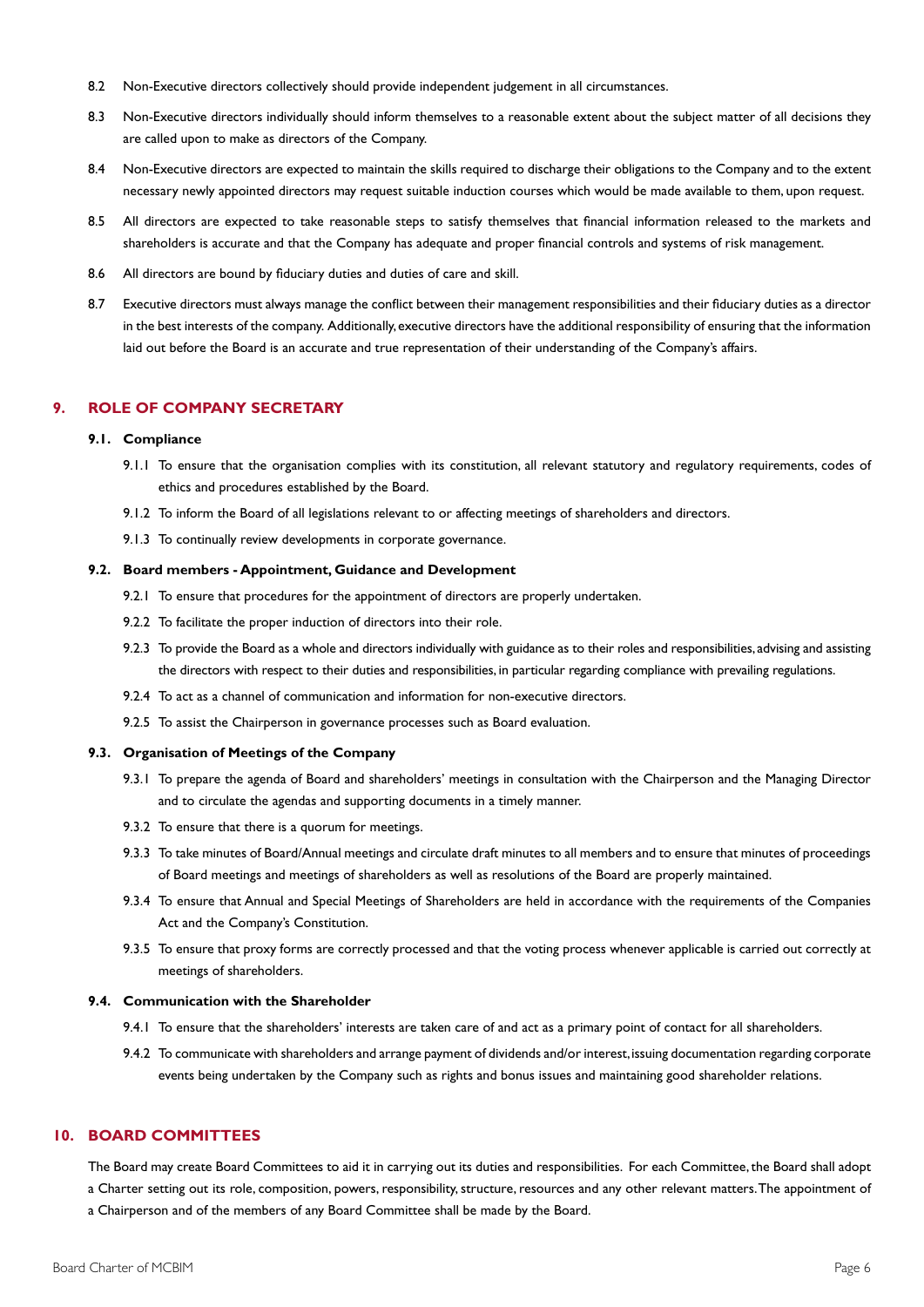8.2 Non-Executive directors collectively should provide independent judgement in all circumstances.

8.3 Non-Executive directors individually should inform themselves to a reasonable extent about the subject matter of all decisions they are called upon to make as directors of the Company.

8.4 Non-Executive directors are expected to maintain the skills required to discharge their obligations to the Company and to the extent necessary newly appointed directors may request suitable induction courses which would be made available to them, upon request.

8.5 All directors are expected to take reasonable steps to satisfy themselves that financial information released to the markets and shareholders is accurate and that the Company has adequate and proper financial controls and systems of risk management.

8.6 All directors are bound by fiduciary duties and duties of care and skill.

8.7 Executive directors must always manage the conflict between their management responsibilities and their fiduciary duties as a director in the best interests of the company. Additionally, executive directors have the additional responsibility of ensuring that the information laid out before the Board is an accurate and true representation of their understanding of the Company's affairs.

## 9. ROLE OF COMPANY SECRETARY

### 9.1. Compliance

9.1.1 To ensure that the organisation complies with its constitution, all relevant statutory and regulatory requirements, codes of ethics and procedures established by the Board.

9.1.2 To inform the Board of all legislations relevant to or affecting meetings of shareholders and directors.

9.1.3 To continually review developments in corporate governance.

### 9.2. Board members - Appointment, Guidance and Development

9.2.1 To ensure that procedures for the appointment of directors are properly undertaken.

9.2.2 To facilitate the proper induction of directors into their role.

9.2.3 To provide the Board as a whole and directors individually with guidance as to their roles and responsibilities, advising and assisting the directors with respect to their duties and responsibilities, in particular regarding compliance with prevailing regulations.

9.2.4 To act as a channel of communication and information for non-executive directors.

9.2.5 To assist the Chairperson in governance processes such as Board evaluation.

### 9.3. Organisation of Meetings of the Company

9.3.1 To prepare the agenda of Board and shareholders' meetings in consultation with the Chairperson and the Managing Director and to circulate the agendas and supporting documents in a timely manner.

9.3.2 To ensure that there is a quorum for meetings.

9.3.3 To take minutes of Board/Annual meetings and circulate draft minutes to all members and to ensure that minutes of proceedings of Board meetings and meetings of shareholders as well as resolutions of the Board are properly maintained.

9.3.4 To ensure that Annual and Special Meetings of Shareholders are held in accordance with the requirements of the Companies Act and the Company's Constitution.

9.3.5 To ensure that proxy forms are correctly processed and that the voting process whenever applicable is carried out correctly at meetings of shareholders.

### 9.4. Communication with the Shareholder

9.4.1 To ensure that the shareholders' interests are taken care of and act as a primary point of contact for all shareholders.

9.4.2 To communicate with shareholders and arrange payment of dividends and/or interest, issuing documentation regarding corporate events being undertaken by the Company such as rights and bonus issues and maintaining good shareholder relations.

## 10. BOARD COMMITTEES

The Board may create Board Committees to aid it in carrying out its duties and responsibilities. For each Committee, the Board shall adopt a Charter setting out its role, composition, powers, responsibility, structure, resources and any other relevant matters. The appointment of a Chairperson and of the members of any Board Committee shall be made by the Board.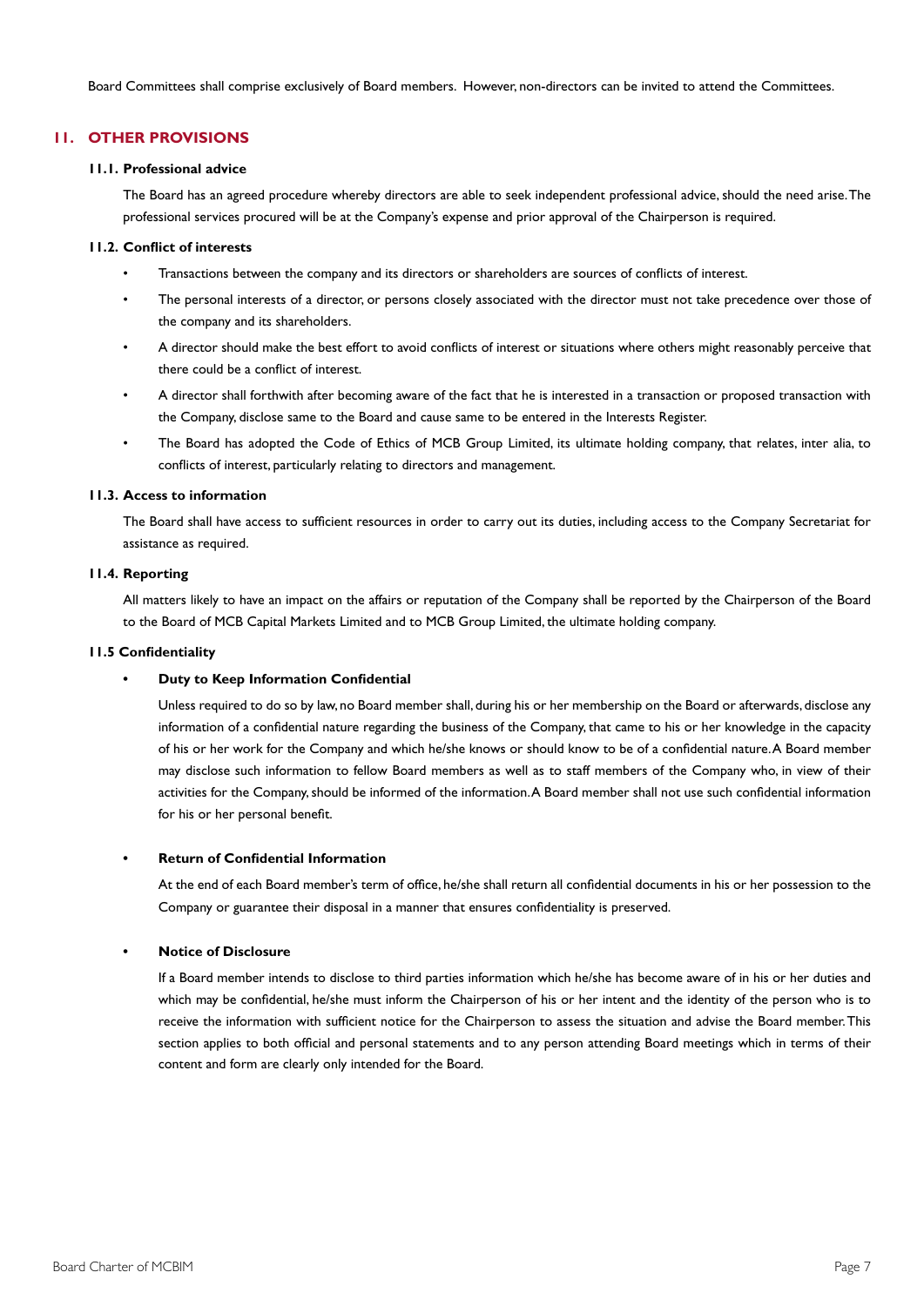Board Committees shall comprise exclusively of Board members. However, non-directors can be invited to attend the Committees.

## 11. OTHER PROVISIONS

### 11.1. Professional advice

The Board has an agreed procedure whereby directors are able to seek independent professional advice, should the need arise. The professional services procured will be at the Company's expense and prior approval of the Chairperson is required.

### 11.2. Conflict of interests

- Transactions between the company and its directors or shareholders are sources of conflicts of interest.
- The personal interests of a director, or persons closely associated with the director must not take precedence over those of the company and its shareholders.
- A director should make the best effort to avoid conflicts of interest or situations where others might reasonably perceive that there could be a conflict of interest.
- A director shall forthwith after becoming aware of the fact that he is interested in a transaction or proposed transaction with the Company, disclose same to the Board and cause same to be entered in the Interests Register.
- The Board has adopted the Code of Ethics of MCB Group Limited, its ultimate holding company, that relates, inter alia, to conflicts of interest, particularly relating to directors and management.

### 11.3. Access to information

The Board shall have access to sufficient resources in order to carry out its duties, including access to the Company Secretariat for assistance as required.

### 11.4. Reporting

All matters likely to have an impact on the affairs or reputation of the Company shall be reported by the Chairperson of the Board to the Board of MCB Capital Markets Limited and to MCB Group Limited, the ultimate holding company.

### 11.5 Confidentiality

- **Duty to Keep Information Confidential**

  Unless required to do so by law, no Board member shall, during his or her membership on the Board or afterwards, disclose any information of a confidential nature regarding the business of the Company, that came to his or her knowledge in the capacity of his or her work for the Company and which he/she knows or should know to be of a confidential nature. A Board member may disclose such information to fellow Board members as well as to staff members of the Company who, in view of their activities for the Company, should be informed of the information. A Board member shall not use such confidential information for his or her personal benefit.

- **Return of Confidential Information**

  At the end of each Board member's term of office, he/she shall return all confidential documents in his or her possession to the Company or guarantee their disposal in a manner that ensures confidentiality is preserved.

- **Notice of Disclosure**

  If a Board member intends to disclose to third parties information which he/she has become aware of in his or her duties and which may be confidential, he/she must inform the Chairperson of his or her intent and the identity of the person who is to receive the information with sufficient notice for the Chairperson to assess the situation and advise the Board member. This section applies to both official and personal statements and to any person attending Board meetings which in terms of their content and form are clearly only intended for the Board.